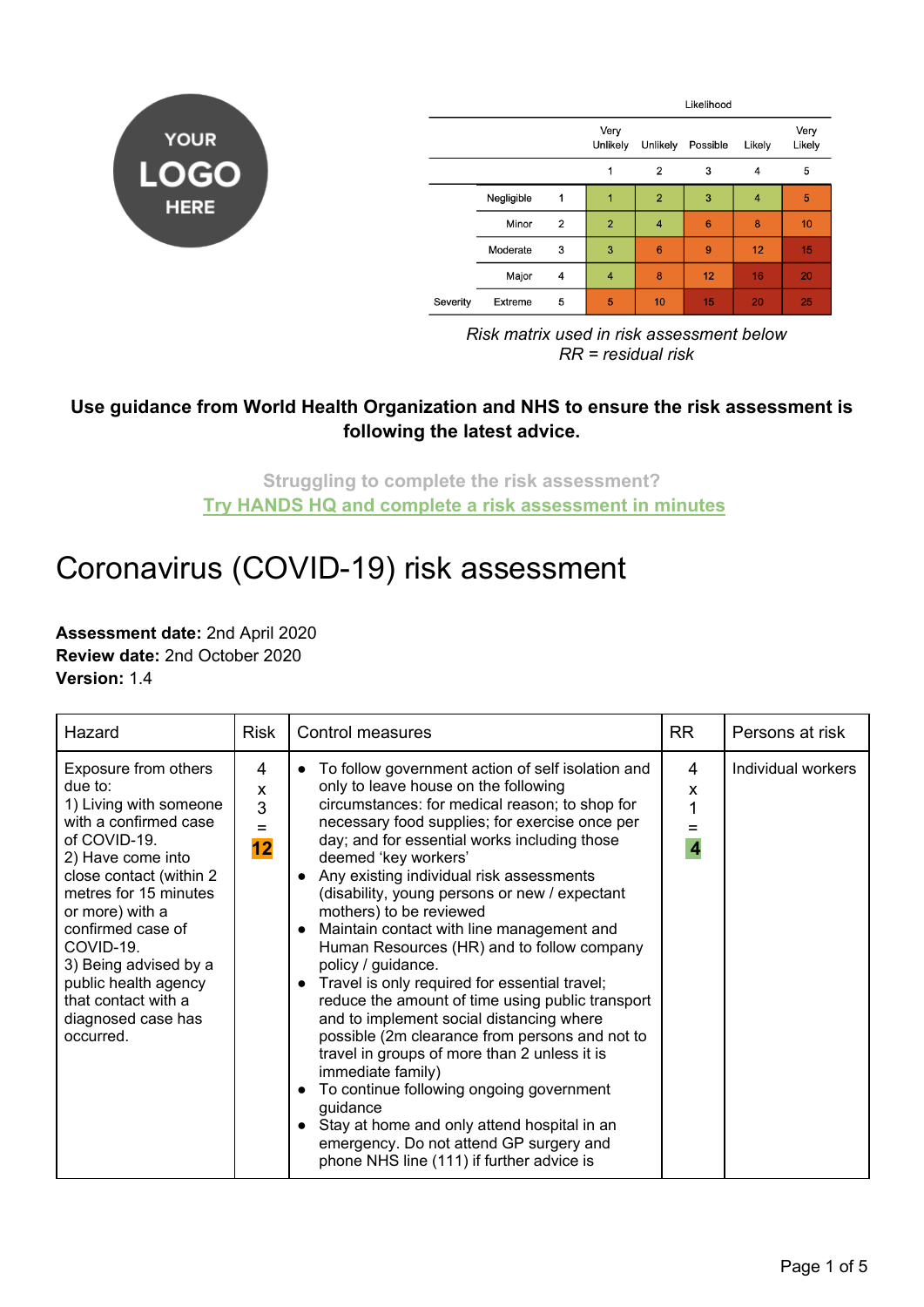YOUR LOGO HERE

| | | | Likelihood | | | | |
|---|---|---|---|---|---|---|---|
| | | | Very Unlikely | Unlikely | Possible | Likely | Very Likely |
| | | | 1 | 2 | 3 | 4 | 5 |
| | Negligible | 1 | 1 | 2 | 3 | 4 | 5 |
| | Minor | 2 | 2 | 4 | 6 | 8 | 10 |
| | Moderate | 3 | 3 | 6 | 9 | 12 | 15 |
| | Major | 4 | 4 | 8 | 12 | 16 | 20 |
| Severity | Extreme | 5 | 5 | 10 | 15 | 20 | 25 |

*Risk matrix used in risk assessment below*
*RR = residual risk*

**Use guidance from World Health Organization and NHS to ensure the risk assessment is following the latest advice.**

**Struggling to complete the risk assessment?**
**Try HANDS HQ and complete a risk assessment in minutes**

# Coronavirus (COVID-19) risk assessment

**Assessment date:** 2nd April 2020
**Review date:** 2nd October 2020
**Version:** 1.4

| Hazard | Risk | Control measures | RR | Persons at risk |
|---|---|---|---|---|
| Exposure from others due to:<br>1) Living with someone with a confirmed case of COVID-19.<br>2) Have come into close contact (within 2 metres for 15 minutes or more) with a confirmed case of COVID-19.<br>3) Being advised by a public health agency that contact with a diagnosed case has occurred. | 4 x 3 = **12** | • To follow government action of self isolation and only to leave house on the following circumstances: for medical reason; to shop for necessary food supplies; for exercise once per day; and for essential works including those deemed 'key workers'<br>• Any existing individual risk assessments (disability, young persons or new / expectant mothers) to be reviewed<br>• Maintain contact with line management and Human Resources (HR) and to follow company policy / guidance.<br>• Travel is only required for essential travel; reduce the amount of time using public transport and to implement social distancing where possible (2m clearance from persons and not to travel in groups of more than 2 unless it is immediate family)<br>• To continue following ongoing government guidance<br>• Stay at home and only attend hospital in an emergency. Do not attend GP surgery and phone NHS line (111) if further advice is | 4 x 1 = **4** | Individual workers |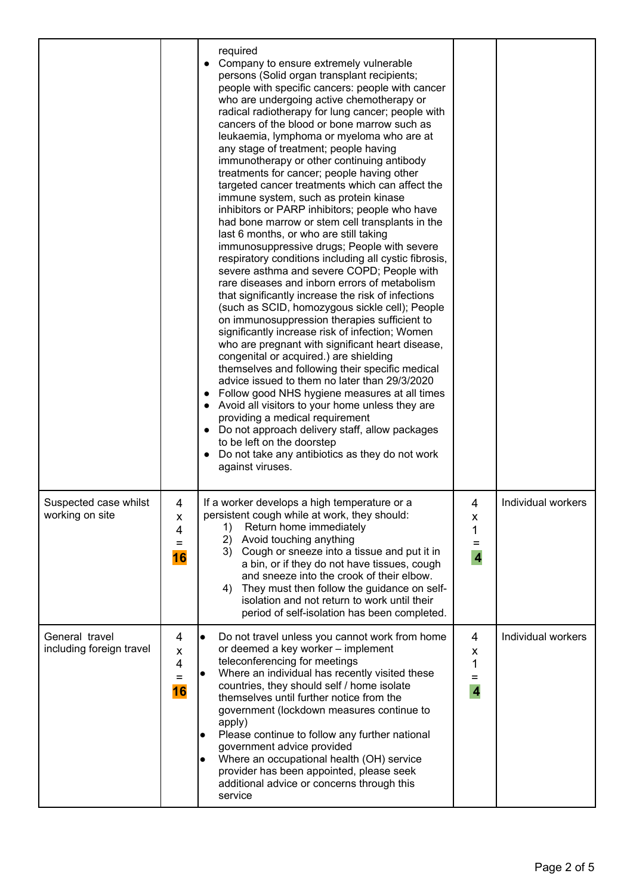| | | | | |
|---|---|---|---|---|
| | | required<br>• Company to ensure extremely vulnerable persons (Solid organ transplant recipients; people with specific cancers: people with cancer who are undergoing active chemotherapy or radical radiotherapy for lung cancer; people with cancers of the blood or bone marrow such as leukaemia, lymphoma or myeloma who are at any stage of treatment; people having immunotherapy or other continuing antibody treatments for cancer; people having other targeted cancer treatments which can affect the immune system, such as protein kinase inhibitors or PARP inhibitors; people who have had bone marrow or stem cell transplants in the last 6 months, or who are still taking immunosuppressive drugs; People with severe respiratory conditions including all cystic fibrosis, severe asthma and severe COPD; People with rare diseases and inborn errors of metabolism that significantly increase the risk of infections (such as SCID, homozygous sickle cell); People on immunosuppression therapies sufficient to significantly increase risk of infection; Women who are pregnant with significant heart disease, congenital or acquired.) are shielding themselves and following their specific medical advice issued to them no later than 29/3/2020<br>• Follow good NHS hygiene measures at all times<br>• Avoid all visitors to your home unless they are providing a medical requirement<br>• Do not approach delivery staff, allow packages to be left on the doorstep<br>• Do not take any antibiotics as they do not work against viruses. | | |
| Suspected case whilst working on site | 4 x 4 = **16** | If a worker develops a high temperature or a persistent cough while at work, they should:<br>1) Return home immediately<br>2) Avoid touching anything<br>3) Cough or sneeze into a tissue and put it in a bin, or if they do not have tissues, cough and sneeze into the crook of their elbow.<br>4) They must then follow the guidance on self-isolation and not return to work until their period of self-isolation has been completed. | 4 x 1 = **4** | Individual workers |
| General travel including foreign travel | 4 x 4 = **16** | • Do not travel unless you cannot work from home or deemed a key worker – implement teleconferencing for meetings<br>• Where an individual has recently visited these countries, they should self / home isolate themselves until further notice from the government (lockdown measures continue to apply)<br>• Please continue to follow any further national government advice provided<br>• Where an occupational health (OH) service provider has been appointed, please seek additional advice or concerns through this service | 4 x 1 = **4** | Individual workers |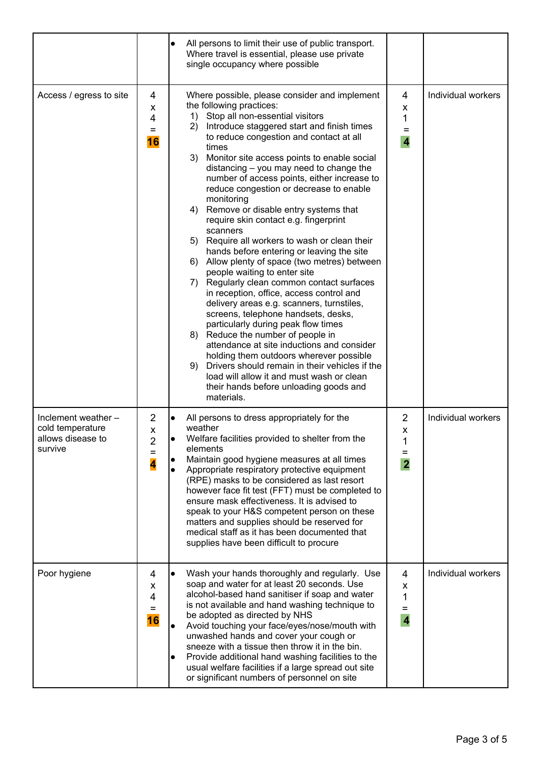| | | | | |
|---|---|---|---|---|
| | | • All persons to limit their use of public transport. Where travel is essential, please use private single occupancy where possible | | |
| Access / egress to site | 4 x 4 = **16** | Where possible, please consider and implement the following practices:<br>1) Stop all non-essential visitors<br>2) Introduce staggered start and finish times to reduce congestion and contact at all times<br>3) Monitor site access points to enable social distancing – you may need to change the number of access points, either increase to reduce congestion or decrease to enable monitoring<br>4) Remove or disable entry systems that require skin contact e.g. fingerprint scanners<br>5) Require all workers to wash or clean their hands before entering or leaving the site<br>6) Allow plenty of space (two metres) between people waiting to enter site<br>7) Regularly clean common contact surfaces in reception, office, access control and delivery areas e.g. scanners, turnstiles, screens, telephone handsets, desks, particularly during peak flow times<br>8) Reduce the number of people in attendance at site inductions and consider holding them outdoors wherever possible<br>9) Drivers should remain in their vehicles if the load will allow it and must wash or clean their hands before unloading goods and materials. | 4 x 1 = **4** | Individual workers |
| Inclement weather – cold temperature allows disease to survive | 2 x 2 = **4** | • All persons to dress appropriately for the weather<br>• Welfare facilities provided to shelter from the elements<br>• Maintain good hygiene measures at all times<br>• Appropriate respiratory protective equipment (RPE) masks to be considered as last resort however face fit test (FFT) must be completed to ensure mask effectiveness. It is advised to speak to your H&S competent person on these matters and supplies should be reserved for medical staff as it has been documented that supplies have been difficult to procure | 2 x 1 = **2** | Individual workers |
| Poor hygiene | 4 x 4 = **16** | • Wash your hands thoroughly and regularly. Use soap and water for at least 20 seconds. Use alcohol-based hand sanitiser if soap and water is not available and hand washing technique to be adopted as directed by NHS<br>• Avoid touching your face/eyes/nose/mouth with unwashed hands and cover your cough or sneeze with a tissue then throw it in the bin.<br>• Provide additional hand washing facilities to the usual welfare facilities if a large spread out site or significant numbers of personnel on site | 4 x 1 = **4** | Individual workers |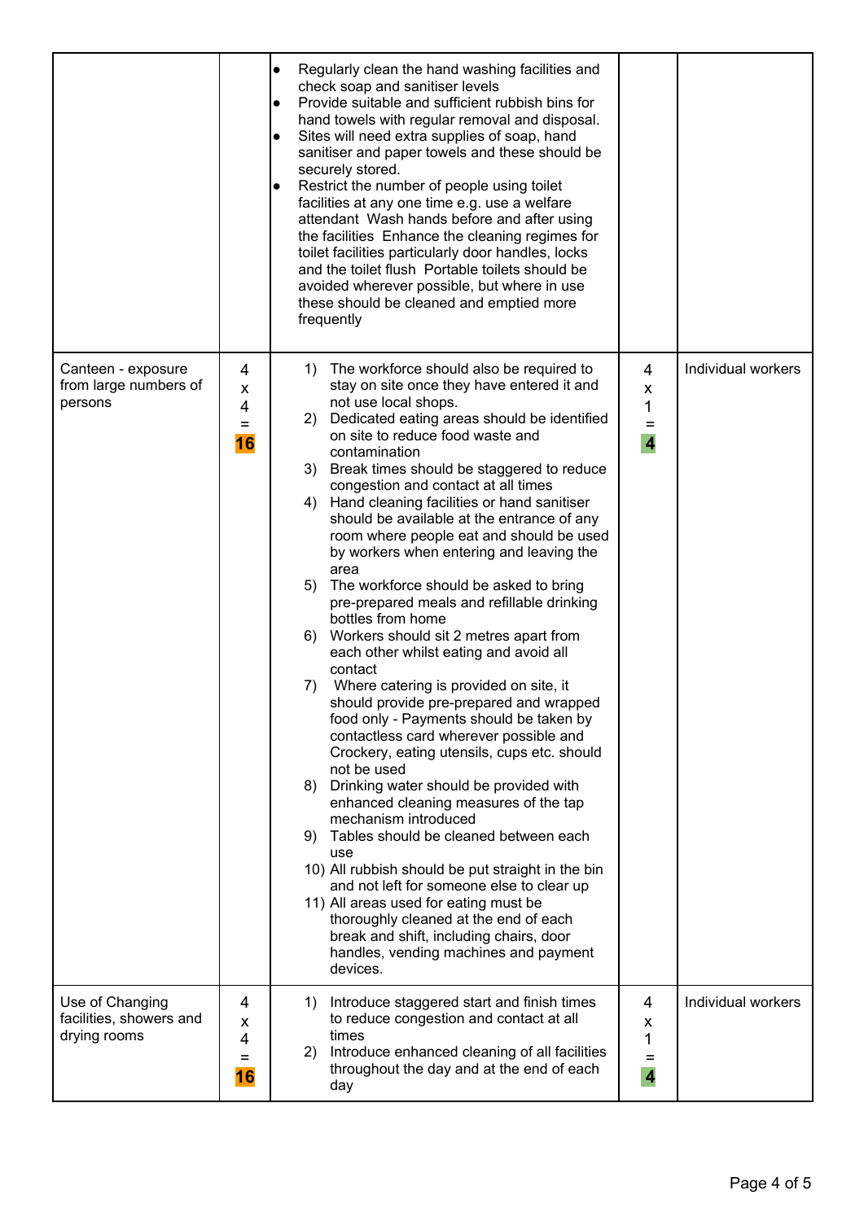| | | | | |
|---|---|---|---|---|
| | | • Regularly clean the hand washing facilities and check soap and sanitiser levels<br>• Provide suitable and sufficient rubbish bins for hand towels with regular removal and disposal.<br>• Sites will need extra supplies of soap, hand sanitiser and paper towels and these should be securely stored.<br>• Restrict the number of people using toilet facilities at any one time e.g. use a welfare attendant Wash hands before and after using the facilities Enhance the cleaning regimes for toilet facilities particularly door handles, locks and the toilet flush Portable toilets should be avoided wherever possible, but where in use these should be cleaned and emptied more frequently | | |
| Canteen - exposure from large numbers of persons | 4 x 4 = **16** | 1) The workforce should also be required to stay on site once they have entered it and not use local shops.<br>2) Dedicated eating areas should be identified on site to reduce food waste and contamination<br>3) Break times should be staggered to reduce congestion and contact at all times<br>4) Hand cleaning facilities or hand sanitiser should be available at the entrance of any room where people eat and should be used by workers when entering and leaving the area<br>5) The workforce should be asked to bring pre-prepared meals and refillable drinking bottles from home<br>6) Workers should sit 2 metres apart from each other whilst eating and avoid all contact<br>7) Where catering is provided on site, it should provide pre-prepared and wrapped food only - Payments should be taken by contactless card wherever possible and Crockery, eating utensils, cups etc. should not be used<br>8) Drinking water should be provided with enhanced cleaning measures of the tap mechanism introduced<br>9) Tables should be cleaned between each use<br>10) All rubbish should be put straight in the bin and not left for someone else to clear up<br>11) All areas used for eating must be thoroughly cleaned at the end of each break and shift, including chairs, door handles, vending machines and payment devices. | 4 x 1 = **4** | Individual workers |
| Use of Changing facilities, showers and drying rooms | 4 x 4 = **16** | 1) Introduce staggered start and finish times to reduce congestion and contact at all times<br>2) Introduce enhanced cleaning of all facilities throughout the day and at the end of each day | 4 x 1 = **4** | Individual workers |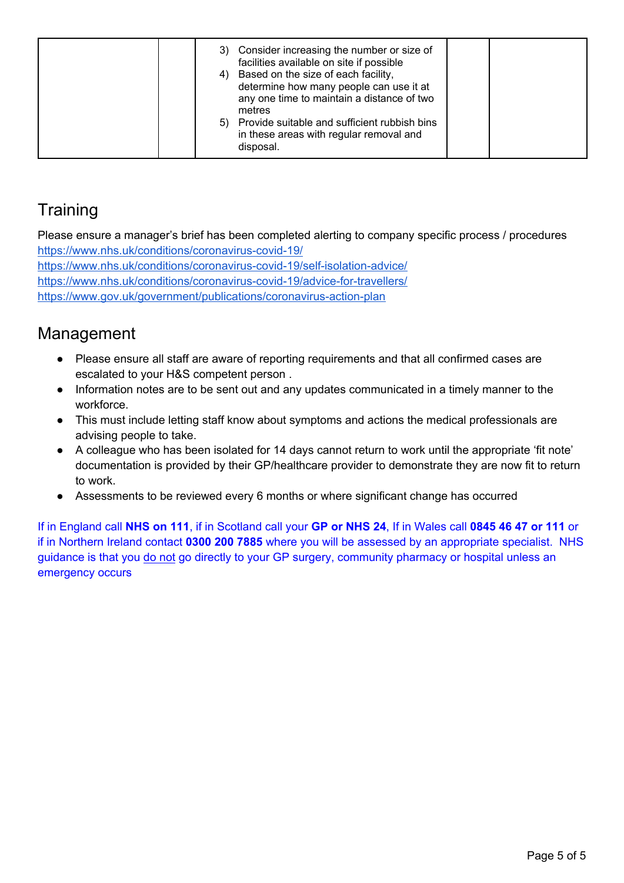| | | | | |
|---|---|---|---|---|
| | | 3) Consider increasing the number or size of facilities available on site if possible<br>4) Based on the size of each facility, determine how many people can use it at any one time to maintain a distance of two metres<br>5) Provide suitable and sufficient rubbish bins in these areas with regular removal and disposal. | | |

## Training

Please ensure a manager's brief has been completed alerting to company specific process / procedures
https://www.nhs.uk/conditions/coronavirus-covid-19/
https://www.nhs.uk/conditions/coronavirus-covid-19/self-isolation-advice/
https://www.nhs.uk/conditions/coronavirus-covid-19/advice-for-travellers/
https://www.gov.uk/government/publications/coronavirus-action-plan

## Management

- Please ensure all staff are aware of reporting requirements and that all confirmed cases are escalated to your H&S competent person .
- Information notes are to be sent out and any updates communicated in a timely manner to the workforce.
- This must include letting staff know about symptoms and actions the medical professionals are advising people to take.
- A colleague who has been isolated for 14 days cannot return to work until the appropriate 'fit note' documentation is provided by their GP/healthcare provider to demonstrate they are now fit to return to work.
- Assessments to be reviewed every 6 months or where significant change has occurred

If in England call **NHS on 111**, if in Scotland call your **GP or NHS 24**, If in Wales call **0845 46 47 or 111** or if in Northern Ireland contact **0300 200 7885** where you will be assessed by an appropriate specialist. NHS guidance is that you do not go directly to your GP surgery, community pharmacy or hospital unless an emergency occurs